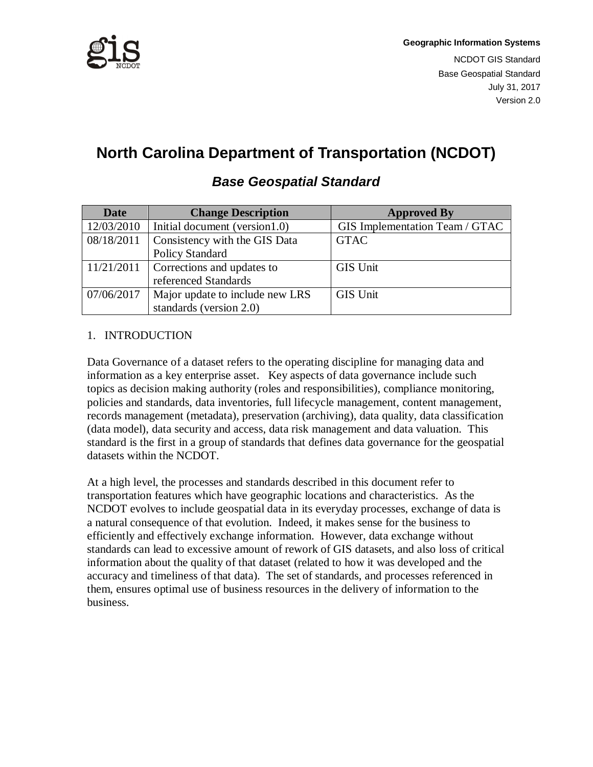**Geographic Information Systems**

NCDOT GIS Standard
Base Geospatial Standard
July 31, 2017
Version 2.0

# North Carolina Department of Transportation (NCDOT)

## *Base Geospatial Standard*

| Date | Change Description | Approved By |
|---|---|---|
| 12/03/2010 | Initial document (version1.0) | GIS Implementation Team / GTAC |
| 08/18/2011 | Consistency with the GIS Data Policy Standard | GTAC |
| 11/21/2011 | Corrections and updates to referenced Standards | GIS Unit |
| 07/06/2017 | Major update to include new LRS standards (version 2.0) | GIS Unit |

1. INTRODUCTION

Data Governance of a dataset refers to the operating discipline for managing data and information as a key enterprise asset. Key aspects of data governance include such topics as decision making authority (roles and responsibilities), compliance monitoring, policies and standards, data inventories, full lifecycle management, content management, records management (metadata), preservation (archiving), data quality, data classification (data model), data security and access, data risk management and data valuation. This standard is the first in a group of standards that defines data governance for the geospatial datasets within the NCDOT.

At a high level, the processes and standards described in this document refer to transportation features which have geographic locations and characteristics. As the NCDOT evolves to include geospatial data in its everyday processes, exchange of data is a natural consequence of that evolution. Indeed, it makes sense for the business to efficiently and effectively exchange information. However, data exchange without standards can lead to excessive amount of rework of GIS datasets, and also loss of critical information about the quality of that dataset (related to how it was developed and the accuracy and timeliness of that data). The set of standards, and processes referenced in them, ensures optimal use of business resources in the delivery of information to the business.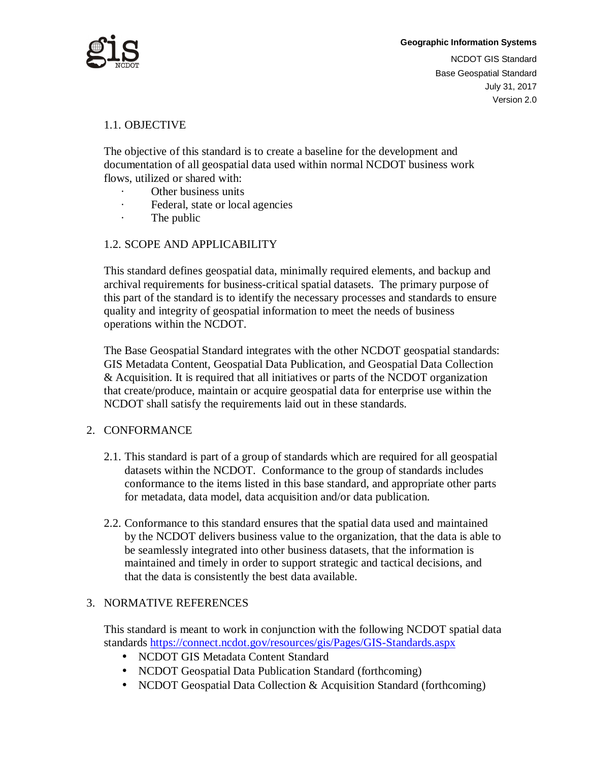### 1.1. OBJECTIVE

The objective of this standard is to create a baseline for the development and documentation of all geospatial data used within normal NCDOT business work flows, utilized or shared with:

- Other business units
- Federal, state or local agencies
- The public

### 1.2. SCOPE AND APPLICABILITY

This standard defines geospatial data, minimally required elements, and backup and archival requirements for business-critical spatial datasets. The primary purpose of this part of the standard is to identify the necessary processes and standards to ensure quality and integrity of geospatial information to meet the needs of business operations within the NCDOT.

The Base Geospatial Standard integrates with the other NCDOT geospatial standards: GIS Metadata Content, Geospatial Data Publication, and Geospatial Data Collection & Acquisition. It is required that all initiatives or parts of the NCDOT organization that create/produce, maintain or acquire geospatial data for enterprise use within the NCDOT shall satisfy the requirements laid out in these standards.

## 2. CONFORMANCE

2.1. This standard is part of a group of standards which are required for all geospatial datasets within the NCDOT. Conformance to the group of standards includes conformance to the items listed in this base standard, and appropriate other parts for metadata, data model, data acquisition and/or data publication.

2.2. Conformance to this standard ensures that the spatial data used and maintained by the NCDOT delivers business value to the organization, that the data is able to be seamlessly integrated into other business datasets, that the information is maintained and timely in order to support strategic and tactical decisions, and that the data is consistently the best data available.

## 3. NORMATIVE REFERENCES

This standard is meant to work in conjunction with the following NCDOT spatial data standards https://connect.ncdot.gov/resources/gis/Pages/GIS-Standards.aspx

- NCDOT GIS Metadata Content Standard
- NCDOT Geospatial Data Publication Standard (forthcoming)
- NCDOT Geospatial Data Collection & Acquisition Standard (forthcoming)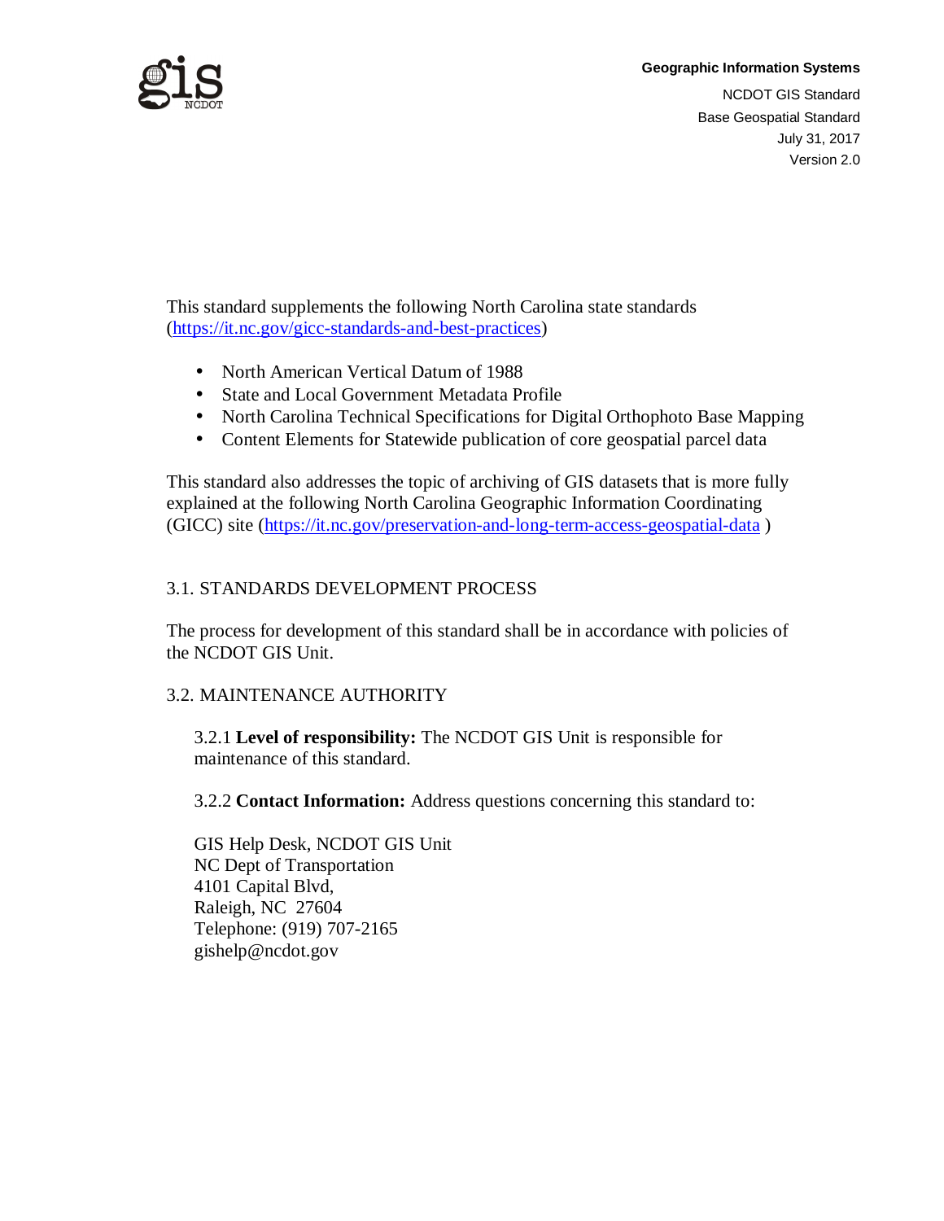This standard supplements the following North Carolina state standards (https://it.nc.gov/gicc-standards-and-best-practices)

- North American Vertical Datum of 1988
- State and Local Government Metadata Profile
- North Carolina Technical Specifications for Digital Orthophoto Base Mapping
- Content Elements for Statewide publication of core geospatial parcel data

This standard also addresses the topic of archiving of GIS datasets that is more fully explained at the following North Carolina Geographic Information Coordinating (GICC) site (https://it.nc.gov/preservation-and-long-term-access-geospatial-data )

## 3.1. STANDARDS DEVELOPMENT PROCESS

The process for development of this standard shall be in accordance with policies of the NCDOT GIS Unit.

## 3.2. MAINTENANCE AUTHORITY

3.2.1 **Level of responsibility:** The NCDOT GIS Unit is responsible for maintenance of this standard.

3.2.2 **Contact Information:** Address questions concerning this standard to:

GIS Help Desk, NCDOT GIS Unit  
NC Dept of Transportation  
4101 Capital Blvd,  
Raleigh, NC 27604  
Telephone: (919) 707-2165  
gishelp@ncdot.gov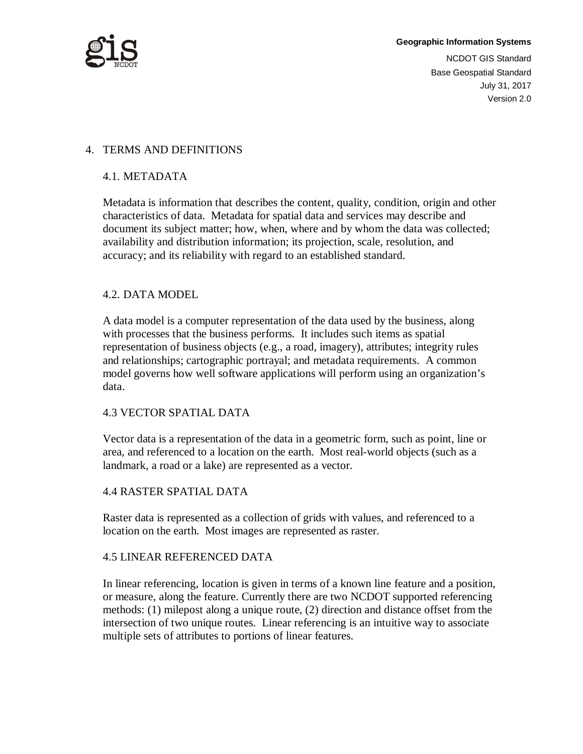# 4. TERMS AND DEFINITIONS

## 4.1. METADATA

Metadata is information that describes the content, quality, condition, origin and other characteristics of data. Metadata for spatial data and services may describe and document its subject matter; how, when, where and by whom the data was collected; availability and distribution information; its projection, scale, resolution, and accuracy; and its reliability with regard to an established standard.

## 4.2. DATA MODEL

A data model is a computer representation of the data used by the business, along with processes that the business performs. It includes such items as spatial representation of business objects (e.g., a road, imagery), attributes; integrity rules and relationships; cartographic portrayal; and metadata requirements. A common model governs how well software applications will perform using an organization's data.

## 4.3 VECTOR SPATIAL DATA

Vector data is a representation of the data in a geometric form, such as point, line or area, and referenced to a location on the earth. Most real-world objects (such as a landmark, a road or a lake) are represented as a vector.

## 4.4 RASTER SPATIAL DATA

Raster data is represented as a collection of grids with values, and referenced to a location on the earth. Most images are represented as raster.

## 4.5 LINEAR REFERENCED DATA

In linear referencing, location is given in terms of a known line feature and a position, or measure, along the feature. Currently there are two NCDOT supported referencing methods: (1) milepost along a unique route, (2) direction and distance offset from the intersection of two unique routes. Linear referencing is an intuitive way to associate multiple sets of attributes to portions of linear features.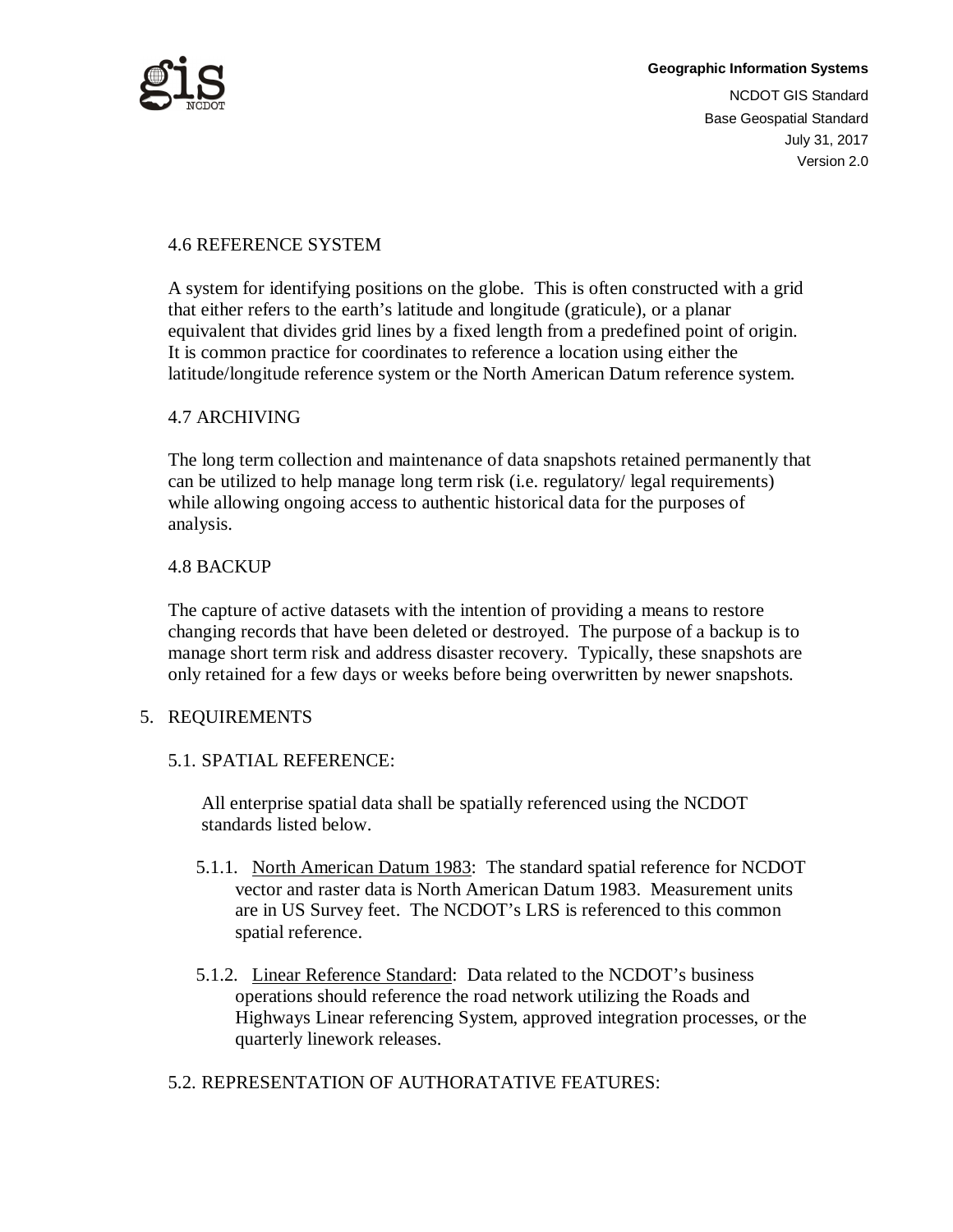### 4.6 REFERENCE SYSTEM

A system for identifying positions on the globe. This is often constructed with a grid that either refers to the earth's latitude and longitude (graticule), or a planar equivalent that divides grid lines by a fixed length from a predefined point of origin. It is common practice for coordinates to reference a location using either the latitude/longitude reference system or the North American Datum reference system.

### 4.7 ARCHIVING

The long term collection and maintenance of data snapshots retained permanently that can be utilized to help manage long term risk (i.e. regulatory/ legal requirements) while allowing ongoing access to authentic historical data for the purposes of analysis.

### 4.8 BACKUP

The capture of active datasets with the intention of providing a means to restore changing records that have been deleted or destroyed. The purpose of a backup is to manage short term risk and address disaster recovery. Typically, these snapshots are only retained for a few days or weeks before being overwritten by newer snapshots.

## 5. REQUIREMENTS

### 5.1. SPATIAL REFERENCE:

All enterprise spatial data shall be spatially referenced using the NCDOT standards listed below.

5.1.1. <u>North American Datum 1983</u>: The standard spatial reference for NCDOT vector and raster data is North American Datum 1983. Measurement units are in US Survey feet. The NCDOT's LRS is referenced to this common spatial reference.

5.1.2. <u>Linear Reference Standard</u>: Data related to the NCDOT's business operations should reference the road network utilizing the Roads and Highways Linear referencing System, approved integration processes, or the quarterly linework releases.

### 5.2. REPRESENTATION OF AUTHORATATIVE FEATURES: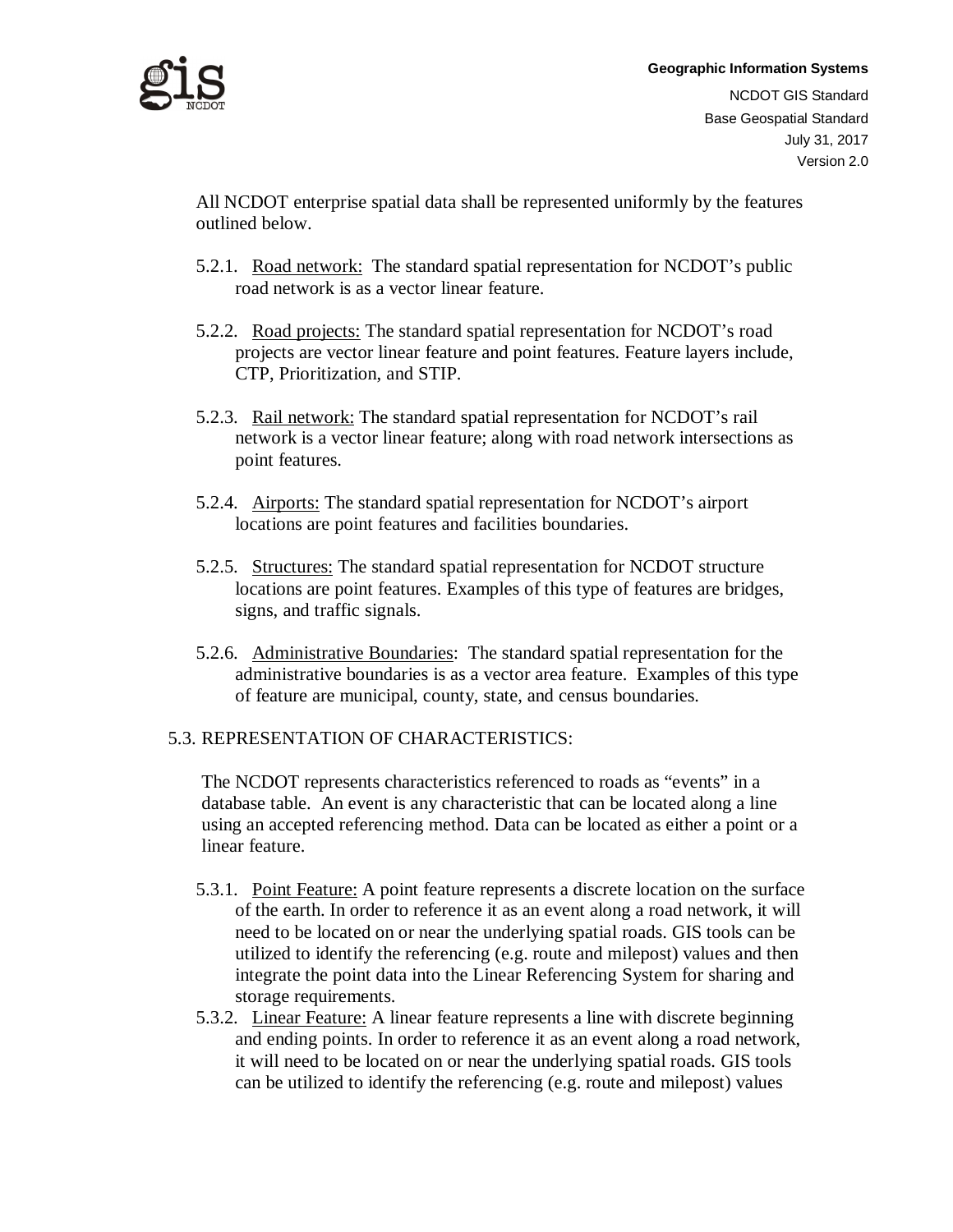All NCDOT enterprise spatial data shall be represented uniformly by the features outlined below.

5.2.1. Road network: The standard spatial representation for NCDOT's public road network is as a vector linear feature.

5.2.2. Road projects: The standard spatial representation for NCDOT's road projects are vector linear feature and point features. Feature layers include, CTP, Prioritization, and STIP.

5.2.3. Rail network: The standard spatial representation for NCDOT's rail network is a vector linear feature; along with road network intersections as point features.

5.2.4. Airports: The standard spatial representation for NCDOT's airport locations are point features and facilities boundaries.

5.2.5. Structures: The standard spatial representation for NCDOT structure locations are point features. Examples of this type of features are bridges, signs, and traffic signals.

5.2.6. Administrative Boundaries: The standard spatial representation for the administrative boundaries is as a vector area feature. Examples of this type of feature are municipal, county, state, and census boundaries.

## 5.3. REPRESENTATION OF CHARACTERISTICS:

The NCDOT represents characteristics referenced to roads as "events" in a database table. An event is any characteristic that can be located along a line using an accepted referencing method. Data can be located as either a point or a linear feature.

5.3.1. Point Feature: A point feature represents a discrete location on the surface of the earth. In order to reference it as an event along a road network, it will need to be located on or near the underlying spatial roads. GIS tools can be utilized to identify the referencing (e.g. route and milepost) values and then integrate the point data into the Linear Referencing System for sharing and storage requirements.

5.3.2. Linear Feature: A linear feature represents a line with discrete beginning and ending points. In order to reference it as an event along a road network, it will need to be located on or near the underlying spatial roads. GIS tools can be utilized to identify the referencing (e.g. route and milepost) values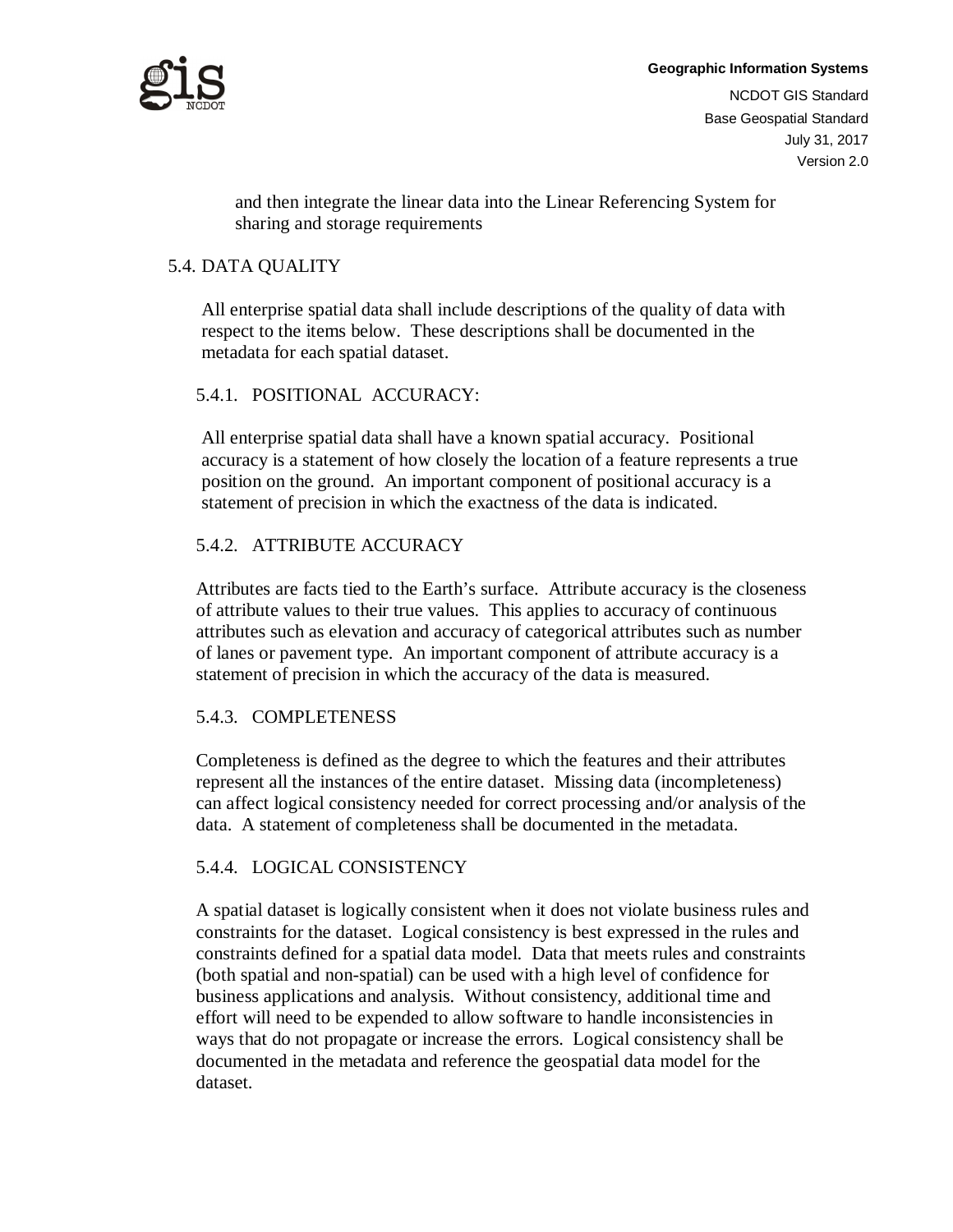and then integrate the linear data into the Linear Referencing System for sharing and storage requirements

## 5.4. DATA QUALITY

All enterprise spatial data shall include descriptions of the quality of data with respect to the items below. These descriptions shall be documented in the metadata for each spatial dataset.

### 5.4.1. POSITIONAL ACCURACY:

All enterprise spatial data shall have a known spatial accuracy. Positional accuracy is a statement of how closely the location of a feature represents a true position on the ground. An important component of positional accuracy is a statement of precision in which the exactness of the data is indicated.

### 5.4.2. ATTRIBUTE ACCURACY

Attributes are facts tied to the Earth's surface. Attribute accuracy is the closeness of attribute values to their true values. This applies to accuracy of continuous attributes such as elevation and accuracy of categorical attributes such as number of lanes or pavement type. An important component of attribute accuracy is a statement of precision in which the accuracy of the data is measured.

### 5.4.3. COMPLETENESS

Completeness is defined as the degree to which the features and their attributes represent all the instances of the entire dataset. Missing data (incompleteness) can affect logical consistency needed for correct processing and/or analysis of the data. A statement of completeness shall be documented in the metadata.

### 5.4.4. LOGICAL CONSISTENCY

A spatial dataset is logically consistent when it does not violate business rules and constraints for the dataset. Logical consistency is best expressed in the rules and constraints defined for a spatial data model. Data that meets rules and constraints (both spatial and non-spatial) can be used with a high level of confidence for business applications and analysis. Without consistency, additional time and effort will need to be expended to allow software to handle inconsistencies in ways that do not propagate or increase the errors. Logical consistency shall be documented in the metadata and reference the geospatial data model for the dataset.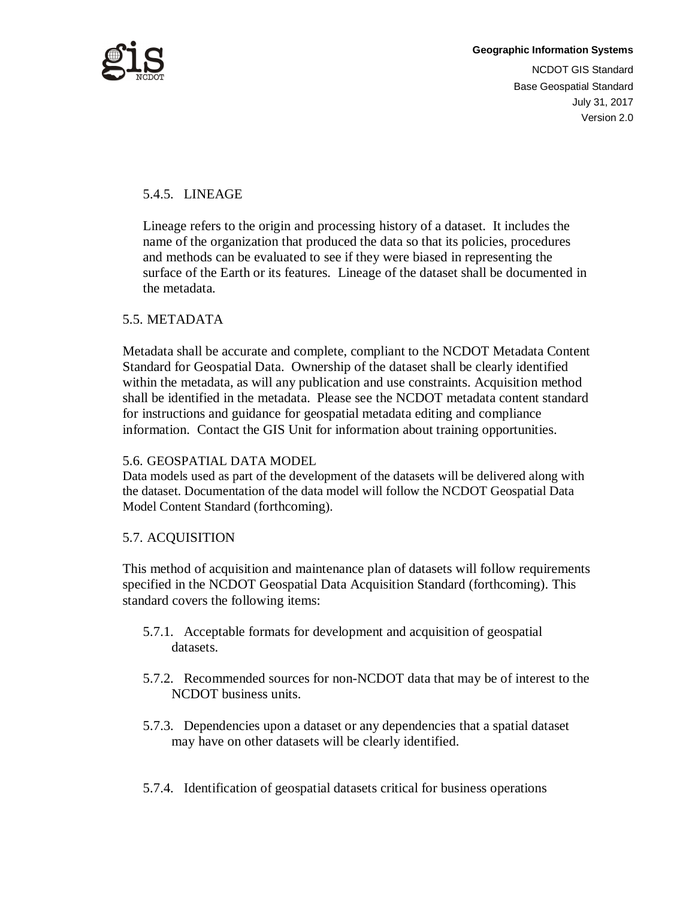#### 5.4.5. LINEAGE

Lineage refers to the origin and processing history of a dataset. It includes the name of the organization that produced the data so that its policies, procedures and methods can be evaluated to see if they were biased in representing the surface of the Earth or its features. Lineage of the dataset shall be documented in the metadata.

### 5.5. METADATA

Metadata shall be accurate and complete, compliant to the NCDOT Metadata Content Standard for Geospatial Data. Ownership of the dataset shall be clearly identified within the metadata, as will any publication and use constraints. Acquisition method shall be identified in the metadata. Please see the NCDOT metadata content standard for instructions and guidance for geospatial metadata editing and compliance information. Contact the GIS Unit for information about training opportunities.

### 5.6. GEOSPATIAL DATA MODEL

Data models used as part of the development of the datasets will be delivered along with the dataset. Documentation of the data model will follow the NCDOT Geospatial Data Model Content Standard (forthcoming).

### 5.7. ACQUISITION

This method of acquisition and maintenance plan of datasets will follow requirements specified in the NCDOT Geospatial Data Acquisition Standard (forthcoming). This standard covers the following items:

5.7.1. Acceptable formats for development and acquisition of geospatial datasets.

5.7.2. Recommended sources for non-NCDOT data that may be of interest to the NCDOT business units.

5.7.3. Dependencies upon a dataset or any dependencies that a spatial dataset may have on other datasets will be clearly identified.

5.7.4. Identification of geospatial datasets critical for business operations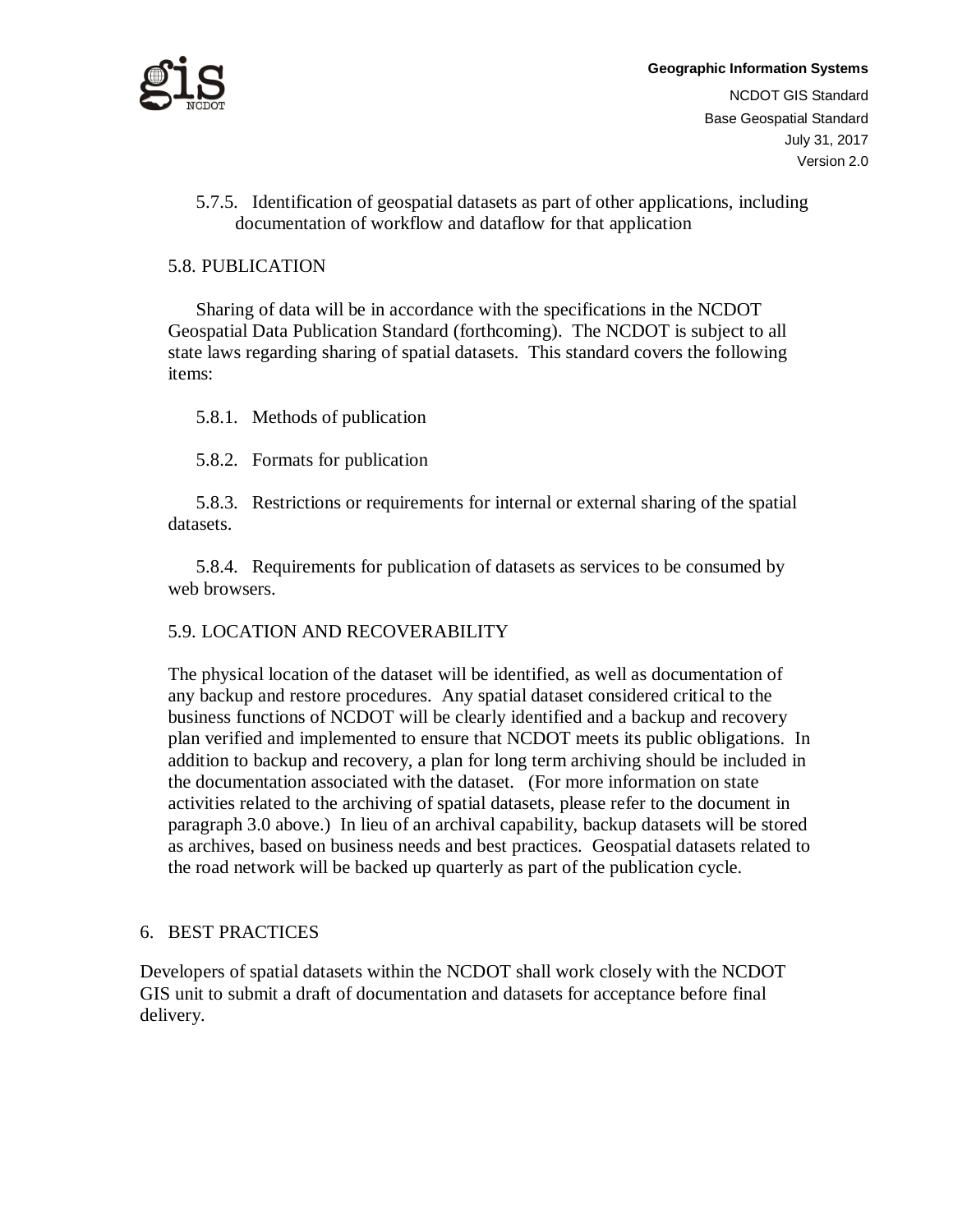5.7.5. Identification of geospatial datasets as part of other applications, including documentation of workflow and dataflow for that application

## 5.8. PUBLICATION

Sharing of data will be in accordance with the specifications in the NCDOT Geospatial Data Publication Standard (forthcoming). The NCDOT is subject to all state laws regarding sharing of spatial datasets. This standard covers the following items:

5.8.1. Methods of publication

5.8.2. Formats for publication

5.8.3. Restrictions or requirements for internal or external sharing of the spatial datasets.

5.8.4. Requirements for publication of datasets as services to be consumed by web browsers.

## 5.9. LOCATION AND RECOVERABILITY

The physical location of the dataset will be identified, as well as documentation of any backup and restore procedures. Any spatial dataset considered critical to the business functions of NCDOT will be clearly identified and a backup and recovery plan verified and implemented to ensure that NCDOT meets its public obligations. In addition to backup and recovery, a plan for long term archiving should be included in the documentation associated with the dataset. (For more information on state activities related to the archiving of spatial datasets, please refer to the document in paragraph 3.0 above.) In lieu of an archival capability, backup datasets will be stored as archives, based on business needs and best practices. Geospatial datasets related to the road network will be backed up quarterly as part of the publication cycle.

# 6. BEST PRACTICES

Developers of spatial datasets within the NCDOT shall work closely with the NCDOT GIS unit to submit a draft of documentation and datasets for acceptance before final delivery.